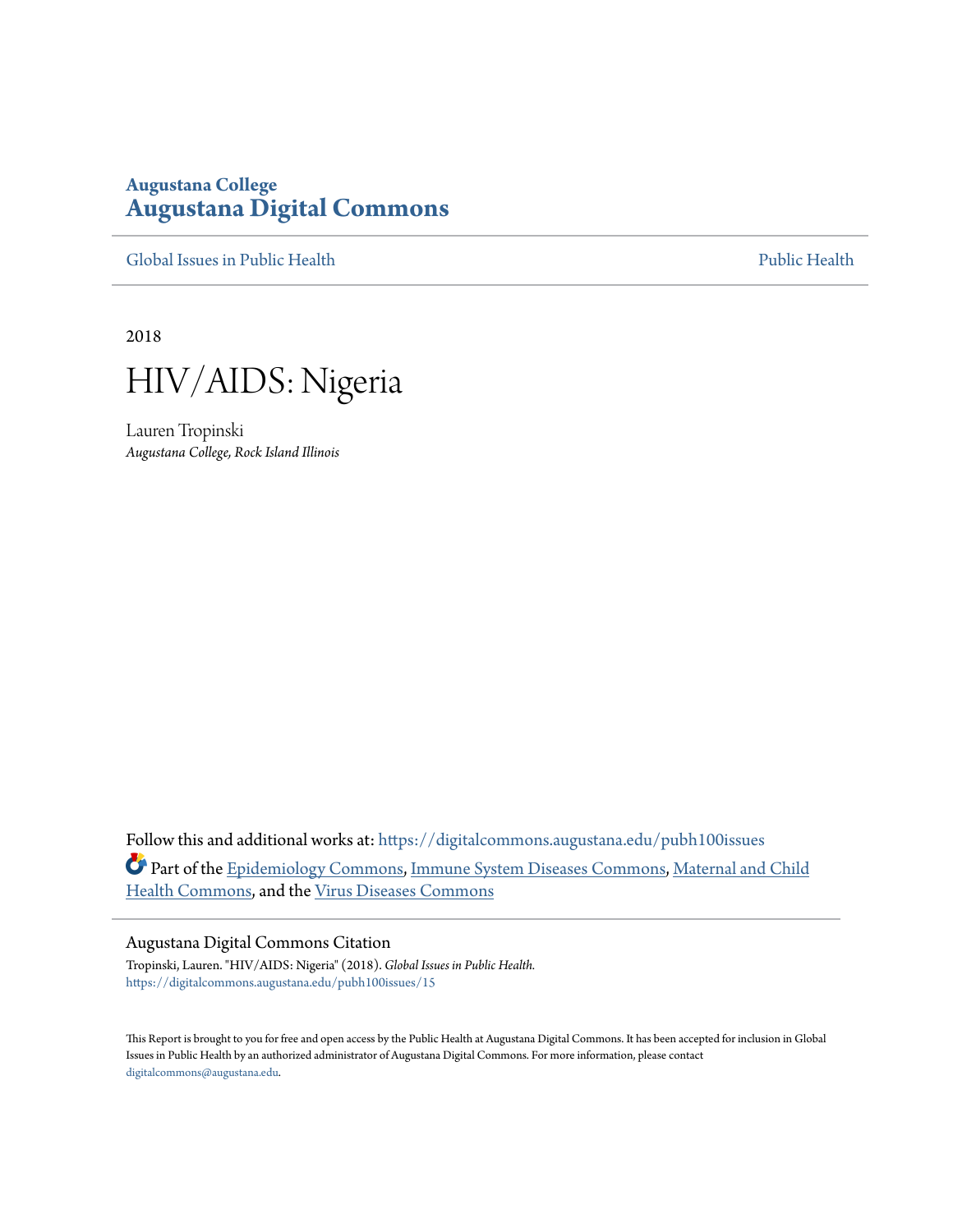**Augustana College**
**Augustana Digital Commons**

Global Issues in Public Health | Public Health

2018

# HIV/AIDS: Nigeria

Lauren Tropinski
*Augustana College, Rock Island Illinois*

Follow this and additional works at: https://digitalcommons.augustana.edu/pubh100issues

Part of the Epidemiology Commons, Immune System Diseases Commons, Maternal and Child Health Commons, and the Virus Diseases Commons

## Augustana Digital Commons Citation

Tropinski, Lauren. "HIV/AIDS: Nigeria" (2018). *Global Issues in Public Health.*
https://digitalcommons.augustana.edu/pubh100issues/15

This Report is brought to you for free and open access by the Public Health at Augustana Digital Commons. It has been accepted for inclusion in Global Issues in Public Health by an authorized administrator of Augustana Digital Commons. For more information, please contact digitalcommons@augustana.edu.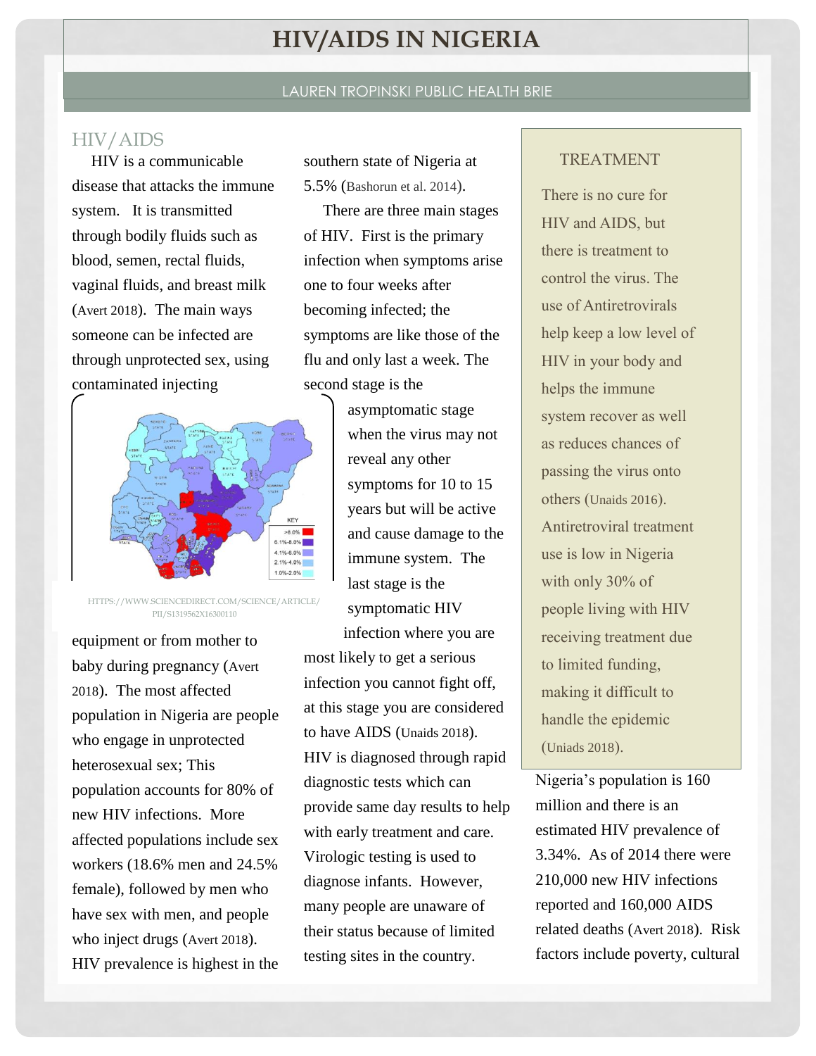# HIV/AIDS IN NIGERIA

LAUREN TROPINSKI PUBLIC HEALTH BRIE

## HIV/AIDS

HIV is a communicable disease that attacks the immune system. It is transmitted through bodily fluids such as blood, semen, rectal fluids, vaginal fluids, and breast milk (Avert 2018). The main ways someone can be infected are through unprotected sex, using contaminated injecting equipment or from mother to baby during pregnancy (Avert 2018). The most affected population in Nigeria are people who engage in unprotected heterosexual sex; This population accounts for 80% of new HIV infections. More affected populations include sex workers (18.6% men and 24.5% female), followed by men who have sex with men, and people who inject drugs (Avert 2018). HIV prevalence is highest in the southern state of Nigeria at 5.5% (Bashorun et al. 2014).

HTTPS://WWW.SCIENCEDIRECT.COM/SCIENCE/ARTICLE/PII/S1319562X16300110

There are three main stages of HIV. First is the primary infection when symptoms arise one to four weeks after becoming infected; the symptoms are like those of the flu and only last a week. The second stage is the asymptomatic stage when the virus may not reveal any other symptoms for 10 to 15 years but will be active and cause damage to the immune system. The last stage is the symptomatic HIV infection where you are most likely to get a serious infection you cannot fight off, at this stage you are considered to have AIDS (Unaids 2018). HIV is diagnosed through rapid diagnostic tests which can provide same day results to help with early treatment and care. Virologic testing is used to diagnose infants. However, many people are unaware of their status because of limited testing sites in the country.

## TREATMENT

There is no cure for HIV and AIDS, but there is treatment to control the virus. The use of Antiretrovirals help keep a low level of HIV in your body and helps the immune system recover as well as reduces chances of passing the virus onto others (Unaids 2016). Antiretroviral treatment use is low in Nigeria with only 30% of people living with HIV receiving treatment due to limited funding, making it difficult to handle the epidemic (Uniads 2018).

Nigeria's population is 160 million and there is an estimated HIV prevalence of 3.34%. As of 2014 there were 210,000 new HIV infections reported and 160,000 AIDS related deaths (Avert 2018). Risk factors include poverty, cultural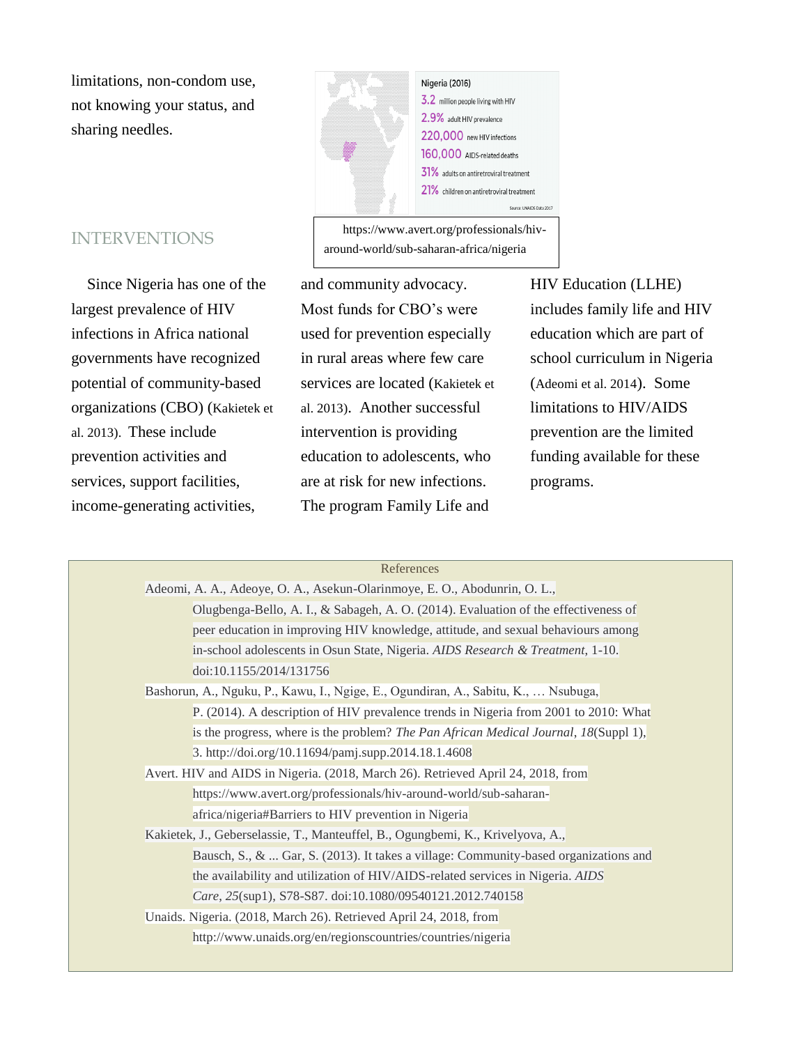limitations, non-condom use, not knowing your status, and sharing needles.

Nigeria (2016)

3.2 million people living with HIV

2.9% adult HIV prevalence

220,000 new HIV infections

160,000 AIDS-related deaths

31% adults on antiretroviral treatment

21% children on antiretroviral treatment

Source: UNAIDS Data 2017

https://www.avert.org/professionals/hiv-around-world/sub-saharan-africa/nigeria

## INTERVENTIONS

Since Nigeria has one of the largest prevalence of HIV infections in Africa national governments have recognized potential of community-based organizations (CBO) (Kakietek et al. 2013). These include prevention activities and services, support facilities, income-generating activities, and community advocacy. Most funds for CBO's were used for prevention especially in rural areas where few care services are located (Kakietek et al. 2013). Another successful intervention is providing education to adolescents, who are at risk for new infections. The program Family Life and HIV Education (LLHE) includes family life and HIV education which are part of school curriculum in Nigeria (Adeomi et al. 2014). Some limitations to HIV/AIDS prevention are the limited funding available for these programs.

References

Adeomi, A. A., Adeoye, O. A., Asekun-Olarinmoye, E. O., Abodunrin, O. L., Olugbenga-Bello, A. I., & Sabageh, A. O. (2014). Evaluation of the effectiveness of peer education in improving HIV knowledge, attitude, and sexual behaviours among in-school adolescents in Osun State, Nigeria. *AIDS Research & Treatment*, 1-10. doi:10.1155/2014/131756

Bashorun, A., Nguku, P., Kawu, I., Ngige, E., Ogundiran, A., Sabitu, K., … Nsubuga, P. (2014). A description of HIV prevalence trends in Nigeria from 2001 to 2010: What is the progress, where is the problem? *The Pan African Medical Journal*, *18*(Suppl 1), 3. http://doi.org/10.11694/pamj.supp.2014.18.1.4608

Avert. HIV and AIDS in Nigeria. (2018, March 26). Retrieved April 24, 2018, from https://www.avert.org/professionals/hiv-around-world/sub-saharan-africa/nigeria#Barriers to HIV prevention in Nigeria

Kakietek, J., Geberselassie, T., Manteuffel, B., Ogungbemi, K., Krivelyova, A., Bausch, S., & ... Gar, S. (2013). It takes a village: Community-based organizations and the availability and utilization of HIV/AIDS-related services in Nigeria. *AIDS Care*, *25*(sup1), S78-S87. doi:10.1080/09540121.2012.740158

Unaids. Nigeria. (2018, March 26). Retrieved April 24, 2018, from http://www.unaids.org/en/regionscountries/countries/nigeria